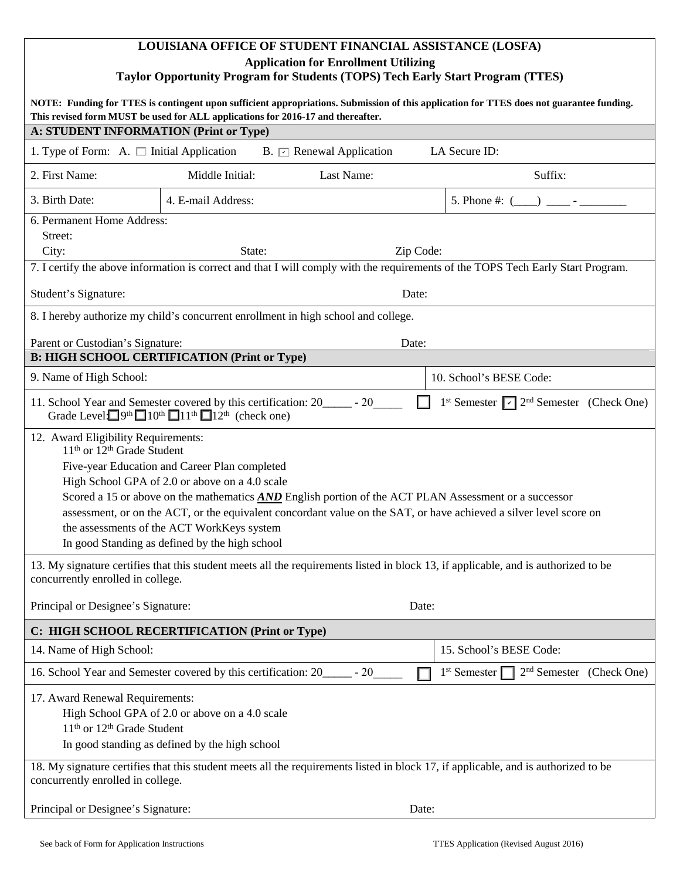# LOUISIANA OFFICE OF STUDENT FINANCIAL ASSISTANCE (LOSFA)

## Application for Enrollment Utilizing
## Taylor Opportunity Program for Students (TOPS) Tech Early Start Program (TTES)

**NOTE: Funding for TTES is contingent upon sufficient appropriations. Submission of this application for TTES does not guarantee funding. This revised form MUST be used for ALL applications for 2016-17 and thereafter.**

### A: STUDENT INFORMATION (Print or Type)

1. Type of Form: A. ☐ Initial Application B. ☑ Renewal Application LA Secure ID:

2. First Name: Middle Initial: Last Name: Suffix:

3. Birth Date: | 4. E-mail Address: | 5. Phone #: (____) ____ - ________

6. Permanent Home Address:
Street:
City: State: Zip Code:

7. I certify the above information is correct and that I will comply with the requirements of the TOPS Tech Early Start Program.

Student's Signature: Date:

8. I hereby authorize my child's concurrent enrollment in high school and college.

Parent or Custodian's Signature: Date:

### B: HIGH SCHOOL CERTIFICATION (Print or Type)

9. Name of High School: | 10. School's BESE Code:

11. School Year and Semester covered by this certification: 20_____ - 20_____ ☐ 1st Semester ☑ 2nd Semester (Check One)
Grade Level: ☐ 9th ☐ 10th ☐ 11th ☐ 12th (check one)

12. Award Eligibility Requirements:
- 11th or 12th Grade Student
- Five-year Education and Career Plan completed
- High School GPA of 2.0 or above on a 4.0 scale
- Scored a 15 or above on the mathematics ***AND*** English portion of the ACT PLAN Assessment or a successor assessment, or on the ACT, or the equivalent concordant value on the SAT, or have achieved a silver level score on the assessments of the ACT WorkKeys system
- In good Standing as defined by the high school

13. My signature certifies that this student meets all the requirements listed in block 13, if applicable, and is authorized to be concurrently enrolled in college.

Principal or Designee's Signature: Date:

### C: HIGH SCHOOL RECERTIFICATION (Print or Type)

14. Name of High School: | 15. School's BESE Code:

16. School Year and Semester covered by this certification: 20_____ - 20_____ ☐ 1st Semester ☐ 2nd Semester (Check One)

17. Award Renewal Requirements:
- High School GPA of 2.0 or above on a 4.0 scale
- 11th or 12th Grade Student
- In good standing as defined by the high school

18. My signature certifies that this student meets all the requirements listed in block 17, if applicable, and is authorized to be concurrently enrolled in college.

Principal or Designee's Signature: Date:

See back of Form for Application Instructions

TTES Application (Revised August 2016)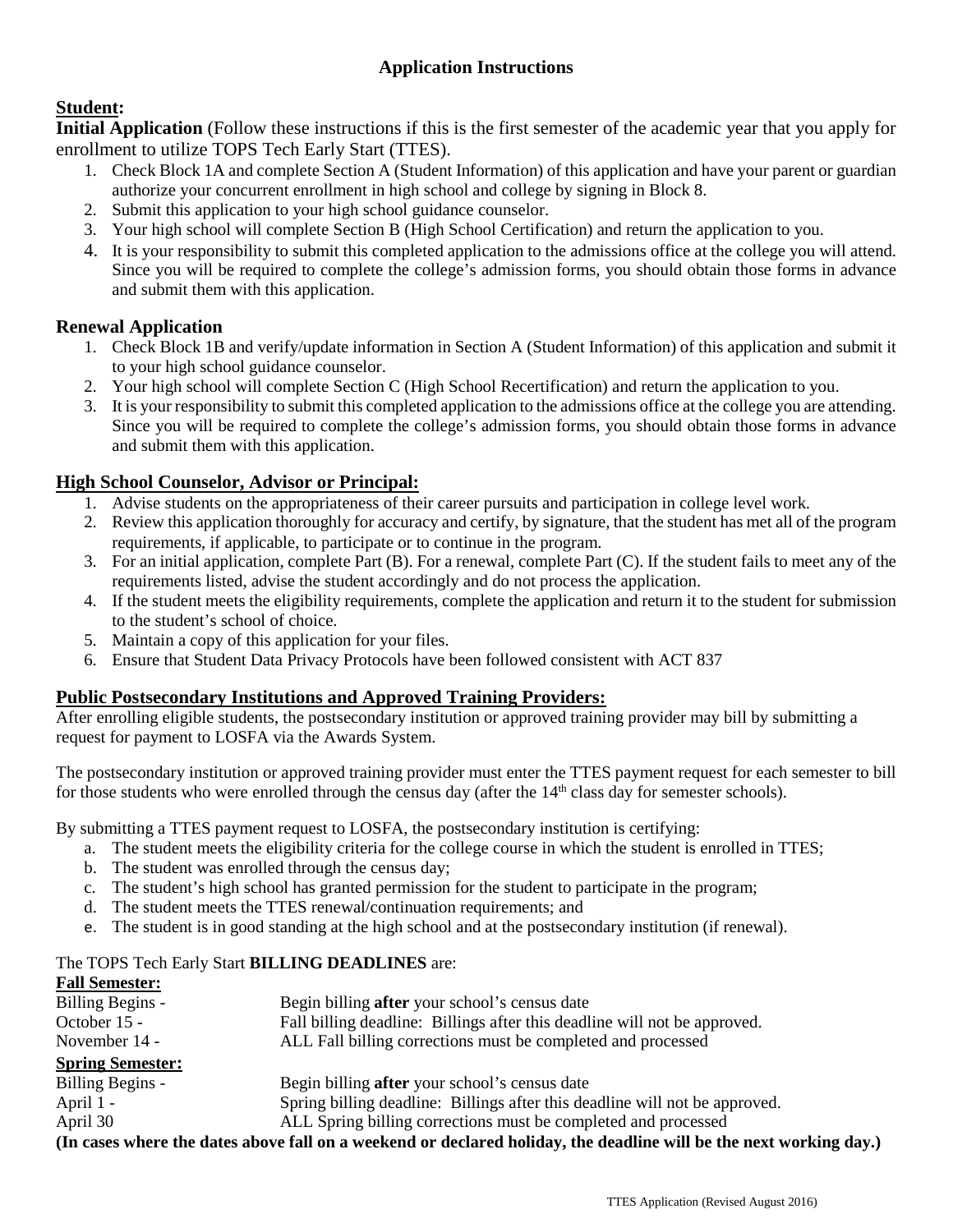# Application Instructions

## Student:

**Initial Application** (Follow these instructions if this is the first semester of the academic year that you apply for enrollment to utilize TOPS Tech Early Start (TTES).

1. Check Block 1A and complete Section A (Student Information) of this application and have your parent or guardian authorize your concurrent enrollment in high school and college by signing in Block 8.
2. Submit this application to your high school guidance counselor.
3. Your high school will complete Section B (High School Certification) and return the application to you.
4. It is your responsibility to submit this completed application to the admissions office at the college you will attend. Since you will be required to complete the college's admission forms, you should obtain those forms in advance and submit them with this application.

### Renewal Application

1. Check Block 1B and verify/update information in Section A (Student Information) of this application and submit it to your high school guidance counselor.
2. Your high school will complete Section C (High School Recertification) and return the application to you.
3. It is your responsibility to submit this completed application to the admissions office at the college you are attending. Since you will be required to complete the college's admission forms, you should obtain those forms in advance and submit them with this application.

## High School Counselor, Advisor or Principal:

1. Advise students on the appropriateness of their career pursuits and participation in college level work.
2. Review this application thoroughly for accuracy and certify, by signature, that the student has met all of the program requirements, if applicable, to participate or to continue in the program.
3. For an initial application, complete Part (B). For a renewal, complete Part (C). If the student fails to meet any of the requirements listed, advise the student accordingly and do not process the application.
4. If the student meets the eligibility requirements, complete the application and return it to the student for submission to the student's school of choice.
5. Maintain a copy of this application for your files.
6. Ensure that Student Data Privacy Protocols have been followed consistent with ACT 837

## Public Postsecondary Institutions and Approved Training Providers:

After enrolling eligible students, the postsecondary institution or approved training provider may bill by submitting a request for payment to LOSFA via the Awards System.

The postsecondary institution or approved training provider must enter the TTES payment request for each semester to bill for those students who were enrolled through the census day (after the 14th class day for semester schools).

By submitting a TTES payment request to LOSFA, the postsecondary institution is certifying:

a. The student meets the eligibility criteria for the college course in which the student is enrolled in TTES;
b. The student was enrolled through the census day;
c. The student's high school has granted permission for the student to participate in the program;
d. The student meets the TTES renewal/continuation requirements; and
e. The student is in good standing at the high school and at the postsecondary institution (if renewal).

The TOPS Tech Early Start **BILLING DEADLINES** are:

**Fall Semester:**

| | |
|---|---|
| Billing Begins - | Begin billing **after** your school's census date |
| October 15 - | Fall billing deadline: Billings after this deadline will not be approved. |
| November 14 - | ALL Fall billing corrections must be completed and processed |

**Spring Semester:**

| | |
|---|---|
| Billing Begins - | Begin billing **after** your school's census date |
| April 1 - | Spring billing deadline: Billings after this deadline will not be approved. |
| April 30 | ALL Spring billing corrections must be completed and processed |

**(In cases where the dates above fall on a weekend or declared holiday, the deadline will be the next working day.)**

TTES Application (Revised August 2016)